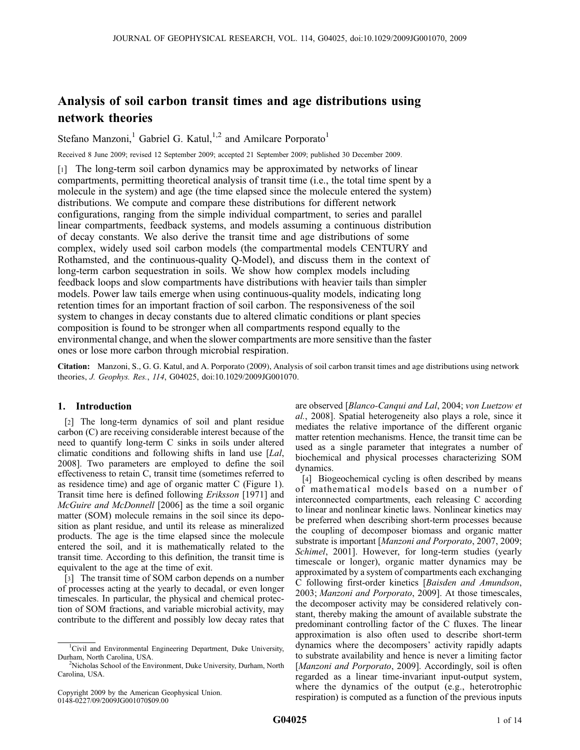# Analysis of soil carbon transit times and age distributions using network theories

Stefano Manzoni,[1] Gabriel G. Katul,[1,2] and Amilcare Porporato[1]

Received 8 June 2009; revised 12 September 2009; accepted 21 September 2009; published 30 December 2009.

[1] The long-term soil carbon dynamics may be approximated by networks of linear compartments, permitting theoretical analysis of transit time (i.e., the total time spent by a molecule in the system) and age (the time elapsed since the molecule entered the system) distributions. We compute and compare these distributions for different network configurations, ranging from the simple individual compartment, to series and parallel linear compartments, feedback systems, and models assuming a continuous distribution of decay constants. We also derive the transit time and age distributions of some complex, widely used soil carbon models (the compartmental models CENTURY and Rothamsted, and the continuous-quality Q-Model), and discuss them in the context of long-term carbon sequestration in soils. We show how complex models including feedback loops and slow compartments have distributions with heavier tails than simpler models. Power law tails emerge when using continuous-quality models, indicating long retention times for an important fraction of soil carbon. The responsiveness of the soil system to changes in decay constants due to altered climatic conditions or plant species composition is found to be stronger when all compartments respond equally to the environmental change, and when the slower compartments are more sensitive than the faster ones or lose more carbon through microbial respiration.

**Citation:** Manzoni, S., G. G. Katul, and A. Porporato (2009), Analysis of soil carbon transit times and age distributions using network theories, *J. Geophys. Res.*, *114*, G04025, doi:10.1029/2009JG001070.

## 1. Introduction

[2] The long-term dynamics of soil and plant residue carbon (C) are receiving considerable interest because of the need to quantify long-term C sinks in soils under altered climatic conditions and following shifts in land use [*Lal*, 2008]. Two parameters are employed to define the soil effectiveness to retain C, transit time (sometimes referred to as residence time) and age of organic matter C (Figure 1). Transit time here is defined following *Eriksson* [1971] and *McGuire and McDonnell* [2006] as the time a soil organic matter (SOM) molecule remains in the soil since its deposition as plant residue, and until its release as mineralized products. The age is the time elapsed since the molecule entered the soil, and it is mathematically related to the transit time. According to this definition, the transit time is equivalent to the age at the time of exit.

[3] The transit time of SOM carbon depends on a number of processes acting at the yearly to decadal, or even longer timescales. In particular, the physical and chemical protection of SOM fractions, and variable microbial activity, may contribute to the different and possibly low decay rates that are observed [*Blanco-Canqui and Lal*, 2004; *von Luetzow et al.*, 2008]. Spatial heterogeneity also plays a role, since it mediates the relative importance of the different organic matter retention mechanisms. Hence, the transit time can be used as a single parameter that integrates a number of biochemical and physical processes characterizing SOM dynamics.

[4] Biogeochemical cycling is often described by means of mathematical models based on a number of interconnected compartments, each releasing C according to linear and nonlinear kinetic laws. Nonlinear kinetics may be preferred when describing short-term processes because the coupling of decomposer biomass and organic matter substrate is important [*Manzoni and Porporato*, 2007, 2009; *Schimel*, 2001]. However, for long-term studies (yearly timescale or longer), organic matter dynamics may be approximated by a system of compartments each exchanging C following first-order kinetics [*Baisden and Amundson*, 2003; *Manzoni and Porporato*, 2009]. At those timescales, the decomposer activity may be considered relatively constant, thereby making the amount of available substrate the predominant controlling factor of the C fluxes. The linear approximation is also often used to describe short-term dynamics where the decomposers' activity rapidly adapts to substrate availability and hence is never a limiting factor [*Manzoni and Porporato*, 2009]. Accordingly, soil is often regarded as a linear time-invariant input-output system, where the dynamics of the output (e.g., heterotrophic respiration) is computed as a function of the previous inputs

---

[1] Civil and Environmental Engineering Department, Duke University, Durham, North Carolina, USA.

[2] Nicholas School of the Environment, Duke University, Durham, North Carolina, USA.

Copyright 2009 by the American Geophysical Union.
0148-0227/09/2009JG001070$09.00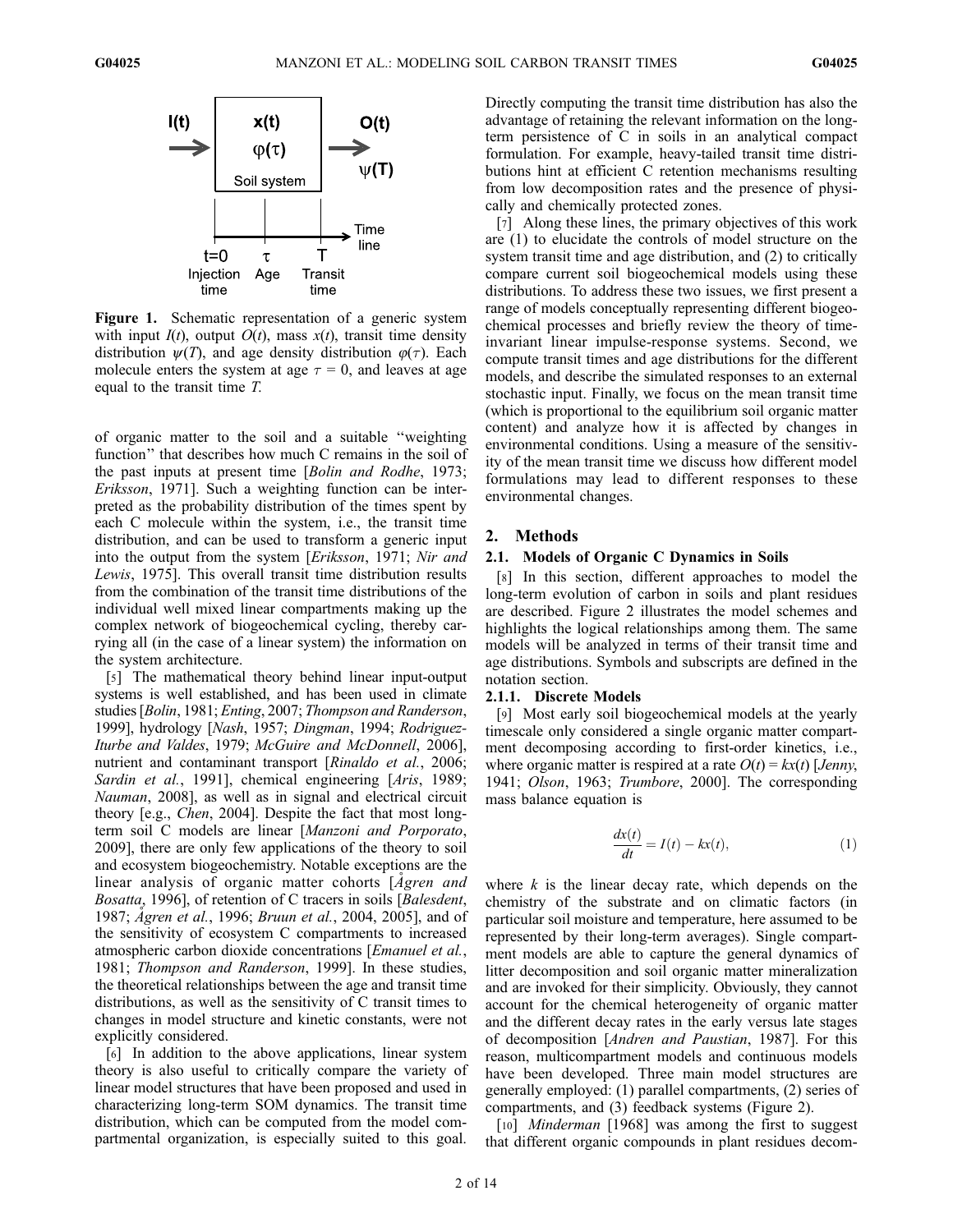**Figure 1.** Schematic representation of a generic system with input $I(t)$, output $O(t)$, mass $x(t)$, transit time density distribution $\psi(T)$, and age density distribution $\varphi(\tau)$. Each molecule enters the system at age $\tau = 0$, and leaves at age equal to the transit time $T$.

of organic matter to the soil and a suitable "weighting function" that describes how much C remains in the soil of the past inputs at present time [*Bolin and Rodhe*, 1973; *Eriksson*, 1971]. Such a weighting function can be interpreted as the probability distribution of the times spent by each C molecule within the system, i.e., the transit time distribution, and can be used to transform a generic input into the output from the system [*Eriksson*, 1971; *Nir and Lewis*, 1975]. This overall transit time distribution results from the combination of the transit time distributions of the individual well mixed linear compartments making up the complex network of biogeochemical cycling, thereby carrying all (in the case of a linear system) the information on the system architecture.

[5] The mathematical theory behind linear input-output systems is well established, and has been used in climate studies [*Bolin*, 1981; *Enting*, 2007; *Thompson and Randerson*, 1999], hydrology [*Nash*, 1957; *Dingman*, 1994; *Rodriguez-Iturbe and Valdes*, 1979; *McGuire and McDonnell*, 2006], nutrient and contaminant transport [*Rinaldo et al.*, 2006; *Sardin et al.*, 1991], chemical engineering [*Aris*, 1989; *Nauman*, 2008], as well as in signal and electrical circuit theory [e.g., *Chen*, 2004]. Despite the fact that most long-term soil C models are linear [*Manzoni and Porporato*, 2009], there are only few applications of the theory to soil and ecosystem biogeochemistry. Notable exceptions are the linear analysis of organic matter cohorts [*Ågren and Bosatta*, 1996], of retention of C tracers in soils [*Balesdent*, 1987; *Ågren et al.*, 1996; *Bruun et al.*, 2004, 2005], and of the sensitivity of ecosystem C compartments to increased atmospheric carbon dioxide concentrations [*Emanuel et al.*, 1981; *Thompson and Randerson*, 1999]. In these studies, the theoretical relationships between the age and transit time distributions, as well as the sensitivity of C transit times to changes in model structure and kinetic constants, were not explicitly considered.

[6] In addition to the above applications, linear system theory is also useful to critically compare the variety of linear model structures that have been proposed and used in characterizing long-term SOM dynamics. The transit time distribution, which can be computed from the model compartmental organization, is especially suited to this goal. Directly computing the transit time distribution has also the advantage of retaining the relevant information on the long-term persistence of C in soils in an analytical compact formulation. For example, heavy-tailed transit time distributions hint at efficient C retention mechanisms resulting from low decomposition rates and the presence of physically and chemically protected zones.

[7] Along these lines, the primary objectives of this work are (1) to elucidate the controls of model structure on the system transit time and age distribution, and (2) to critically compare current soil biogeochemical models using these distributions. To address these two issues, we first present a range of models conceptually representing different biogeochemical processes and briefly review the theory of time-invariant linear impulse-response systems. Second, we compute transit times and age distributions for the different models, and describe the simulated responses to an external stochastic input. Finally, we focus on the mean transit time (which is proportional to the equilibrium soil organic matter content) and analyze how it is affected by changes in environmental conditions. Using a measure of the sensitivity of the mean transit time we discuss how different model formulations may lead to different responses to these environmental changes.

## 2. Methods

### 2.1. Models of Organic C Dynamics in Soils

[8] In this section, different approaches to model the long-term evolution of carbon in soils and plant residues are described. Figure 2 illustrates the model schemes and highlights the logical relationships among them. The same models will be analyzed in terms of their transit time and age distributions. Symbols and subscripts are defined in the notation section.

#### 2.1.1. Discrete Models

[9] Most early soil biogeochemical models at the yearly timescale only considered a single organic matter compartment decomposing according to first-order kinetics, i.e., where organic matter is respired at a rate $O(t) = kx(t)$ [*Jenny*, 1941; *Olson*, 1963; *Trumbore*, 2000]. The corresponding mass balance equation is

$$\frac{dx(t)}{dt} = I(t) - kx(t), \tag{1}$$

where $k$ is the linear decay rate, which depends on the chemistry of the substrate and on climatic factors (in particular soil moisture and temperature, here assumed to be represented by their long-term averages). Single compartment models are able to capture the general dynamics of litter decomposition and soil organic matter mineralization and are invoked for their simplicity. Obviously, they cannot account for the chemical heterogeneity of organic matter and the different decay rates in the early versus late stages of decomposition [*Andren and Paustian*, 1987]. For this reason, multicompartment models and continuous models have been developed. Three main model structures are generally employed: (1) parallel compartments, (2) series of compartments, and (3) feedback systems (Figure 2).

[10] *Minderman* [1968] was among the first to suggest that different organic compounds in plant residues decom-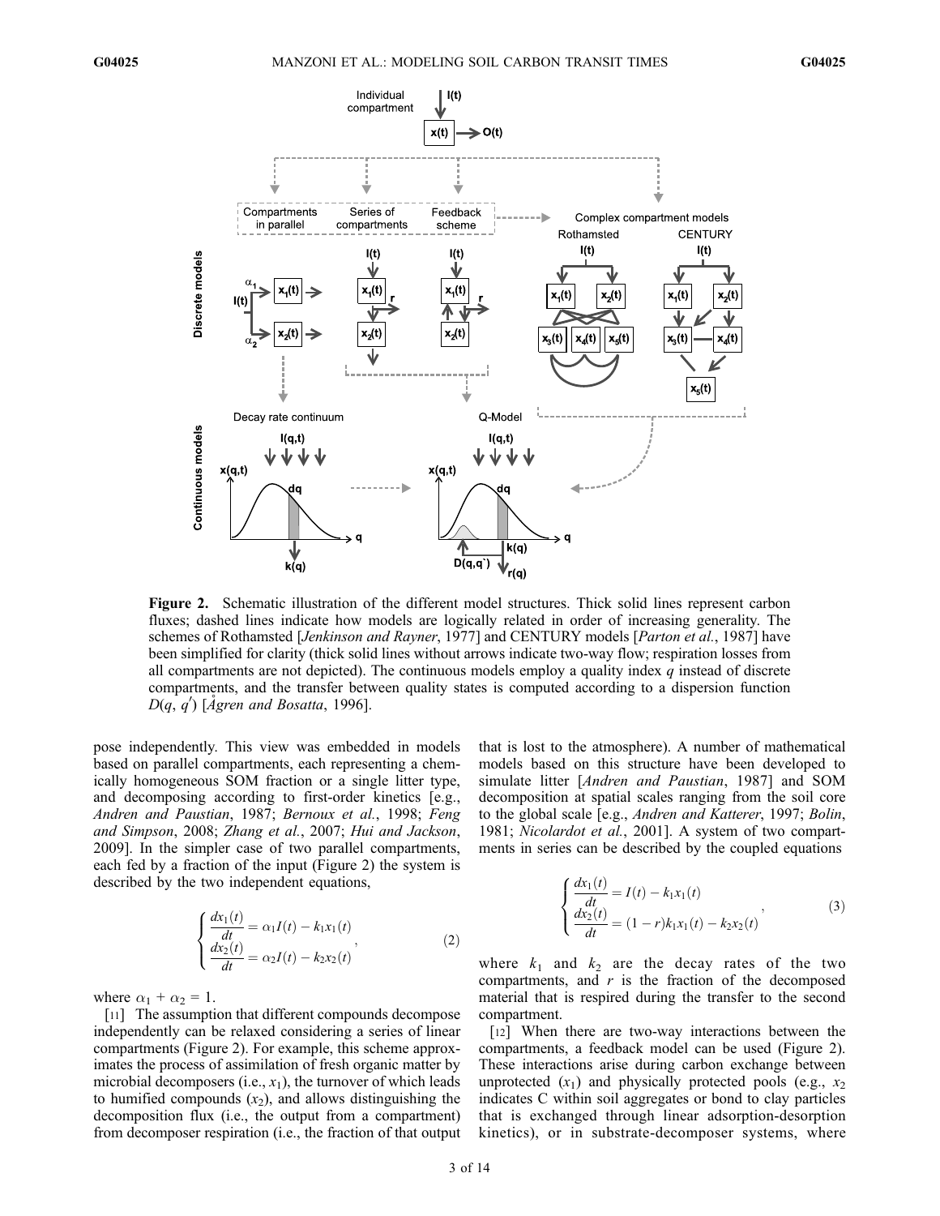**Figure 2.** Schematic illustration of the different model structures. Thick solid lines represent carbon fluxes; dashed lines indicate how models are logically related in order of increasing generality. The schemes of Rothamsted [*Jenkinson and Rayner*, 1977] and CENTURY models [*Parton et al.*, 1987] have been simplified for clarity (thick solid lines without arrows indicate two-way flow; respiration losses from all compartments are not depicted). The continuous models employ a quality index $q$ instead of discrete compartments, and the transfer between quality states is computed according to a dispersion function $D(q, q')$ [*Ågren and Bosatta*, 1996].

pose independently. This view was embedded in models based on parallel compartments, each representing a chemically homogeneous SOM fraction or a single litter type, and decomposing according to first-order kinetics [e.g., *Andren and Paustian*, 1987; *Bernoux et al.*, 1998; *Feng and Simpson*, 2008; *Zhang et al.*, 2007; *Hui and Jackson*, 2009]. In the simpler case of two parallel compartments, each fed by a fraction of the input (Figure 2) the system is described by the two independent equations,

$$\begin{cases} \dfrac{dx_1(t)}{dt} = \alpha_1 I(t) - k_1 x_1(t) \\ \dfrac{dx_2(t)}{dt} = \alpha_2 I(t) - k_2 x_2(t) \end{cases}, \tag{2}$$

where $\alpha_1 + \alpha_2 = 1$.

[11] The assumption that different compounds decompose independently can be relaxed considering a series of linear compartments (Figure 2). For example, this scheme approximates the process of assimilation of fresh organic matter by microbial decomposers (i.e., $x_1$), the turnover of which leads to humified compounds ($x_2$), and allows distinguishing the decomposition flux (i.e., the output from a compartment) from decomposer respiration (i.e., the fraction of that output that is lost to the atmosphere). A number of mathematical models based on this structure have been developed to simulate litter [*Andren and Paustian*, 1987] and SOM decomposition at spatial scales ranging from the soil core to the global scale [e.g., *Andren and Katterer*, 1997; *Bolin*, 1981; *Nicolardot et al.*, 2001]. A system of two compartments in series can be described by the coupled equations

$$\begin{cases} \dfrac{dx_1(t)}{dt} = I(t) - k_1 x_1(t) \\ \dfrac{dx_2(t)}{dt} = (1 - r) k_1 x_1(t) - k_2 x_2(t) \end{cases}, \tag{3}$$

where $k_1$ and $k_2$ are the decay rates of the two compartments, and $r$ is the fraction of the decomposed material that is respired during the transfer to the second compartment.

[12] When there are two-way interactions between the compartments, a feedback model can be used (Figure 2). These interactions arise during carbon exchange between unprotected ($x_1$) and physically protected pools (e.g., $x_2$ indicates C within soil aggregates or bond to clay particles that is exchanged through linear adsorption-desorption kinetics), or in substrate-decomposer systems, where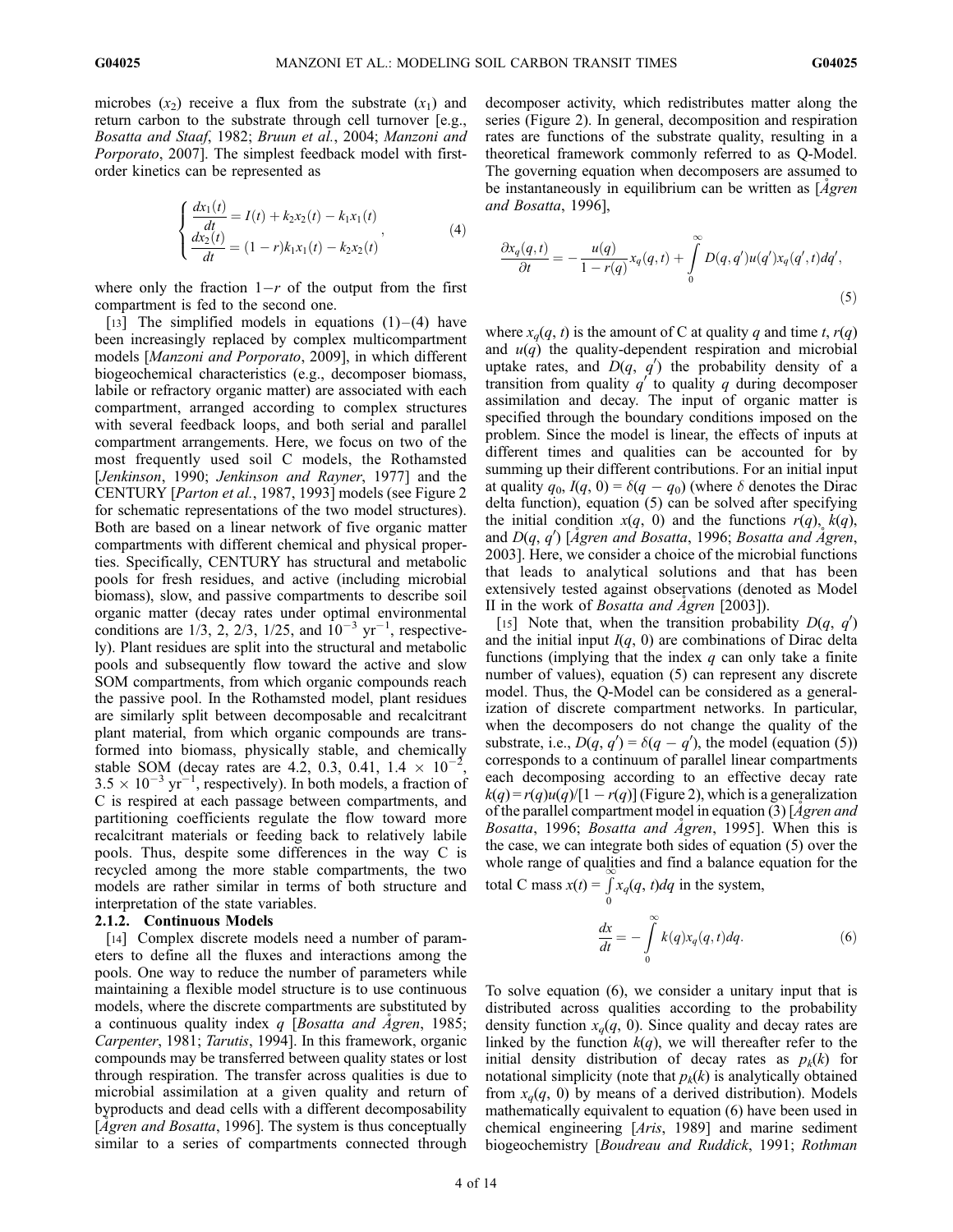microbes ($x_2$) receive a flux from the substrate ($x_1$) and return carbon to the substrate through cell turnover [e.g., *Bosatta and Staaf*, 1982; *Bruun et al.*, 2004; *Manzoni and Porporato*, 2007]. The simplest feedback model with first-order kinetics can be represented as

$$\begin{cases} \dfrac{dx_1(t)}{dt} = I(t) + k_2 x_2(t) - k_1 x_1(t) \\ \dfrac{dx_2(t)}{dt} = (1-r)k_1 x_1(t) - k_2 x_2(t) \end{cases}, \quad (4)$$

where only the fraction $1-r$ of the output from the first compartment is fed to the second one.

[13] The simplified models in equations (1)–(4) have been increasingly replaced by complex multicompartment models [*Manzoni and Porporato*, 2009], in which different biogeochemical characteristics (e.g., decomposer biomass, labile or refractory organic matter) are associated with each compartment, arranged according to complex structures with several feedback loops, and both serial and parallel compartment arrangements. Here, we focus on two of the most frequently used soil C models, the Rothamsted [*Jenkinson*, 1990; *Jenkinson and Rayner*, 1977] and the CENTURY [*Parton et al.*, 1987, 1993] models (see Figure 2 for schematic representations of the two model structures). Both are based on a linear network of five organic matter compartments with different chemical and physical properties. Specifically, CENTURY has structural and metabolic pools for fresh residues, and active (including microbial biomass), slow, and passive compartments to describe soil organic matter (decay rates under optimal environmental conditions are 1/3, 2, 2/3, 1/25, and $10^{-3}$ yr$^{-1}$, respectively). Plant residues are split into the structural and metabolic pools and subsequently flow toward the active and slow SOM compartments, from which organic compounds reach the passive pool. In the Rothamsted model, plant residues are similarly split between decomposable and recalcitrant plant material, from which organic compounds are transformed into biomass, physically stable, and chemically stable SOM (decay rates are 4.2, 0.3, 0.41, $1.4 \times 10^{-2}$, $3.5 \times 10^{-3}$ yr$^{-1}$, respectively). In both models, a fraction of C is respired at each passage between compartments, and partitioning coefficients regulate the flow toward more recalcitrant materials or feeding back to relatively labile pools. Thus, despite some differences in the way C is recycled among the more stable compartments, the two models are rather similar in terms of both structure and interpretation of the state variables.

### 2.1.2. Continuous Models

[14] Complex discrete models need a number of parameters to define all the fluxes and interactions among the pools. One way to reduce the number of parameters while maintaining a flexible model structure is to use continuous models, where the discrete compartments are substituted by a continuous quality index $q$ [*Bosatta and Ågren*, 1985; *Carpenter*, 1981; *Tarutis*, 1994]. In this framework, organic compounds may be transferred between quality states or lost through respiration. The transfer across qualities is due to microbial assimilation at a given quality and return of byproducts and dead cells with a different decomposability [*Ågren and Bosatta*, 1996]. The system is thus conceptually similar to a series of compartments connected through decomposer activity, which redistributes matter along the series (Figure 2). In general, decomposition and respiration rates are functions of the substrate quality, resulting in a theoretical framework commonly referred to as Q-Model. The governing equation when decomposers are assumed to be instantaneously in equilibrium can be written as [*Ågren and Bosatta*, 1996],

$$\frac{\partial x_q(q,t)}{\partial t} = -\frac{u(q)}{1-r(q)} x_q(q,t) + \int_0^\infty D(q,q') u(q') x_q(q',t) dq', \quad (5)$$

where $x_q(q, t)$ is the amount of C at quality $q$ and time $t$, $r(q)$ and $u(q)$ the quality-dependent respiration and microbial uptake rates, and $D(q, q')$ the probability density of a transition from quality $q'$ to quality $q$ during decomposer assimilation and decay. The input of organic matter is specified through the boundary conditions imposed on the problem. Since the model is linear, the effects of inputs at different times and qualities can be accounted for by summing up their different contributions. For an initial input at quality $q_0$, $I(q, 0) = \delta(q - q_0)$ (where $\delta$ denotes the Dirac delta function), equation (5) can be solved after specifying the initial condition $x(q, 0)$ and the functions $r(q)$, $k(q)$, and $D(q, q')$ [*Ågren and Bosatta*, 1996; *Bosatta and Ågren*, 2003]. Here, we consider a choice of the microbial functions that leads to analytical solutions and that has been extensively tested against observations (denoted as Model II in the work of *Bosatta and Ågren* [2003]).

[15] Note that, when the transition probability $D(q, q')$ and the initial input $I(q, 0)$ are combinations of Dirac delta functions (implying that the index $q$ can only take a finite number of values), equation (5) can represent any discrete model. Thus, the Q-Model can be considered as a generalization of discrete compartment networks. In particular, when the decomposers do not change the quality of the substrate, i.e., $D(q, q') = \delta(q - q')$, the model (equation (5)) corresponds to a continuum of parallel linear compartments each decomposing according to an effective decay rate $k(q) = r(q)u(q)/[1 - r(q)]$ (Figure 2), which is a generalization of the parallel compartment model in equation (3) [*Ågren and Bosatta*, 1996; *Bosatta and Ågren*, 1995]. When this is the case, we can integrate both sides of equation (5) over the whole range of qualities and find a balance equation for the total C mass $x(t) = \int_0^\infty x_q(q, t)dq$ in the system,

$$\frac{dx}{dt} = -\int_0^\infty k(q) x_q(q,t) dq. \quad (6)$$

To solve equation (6), we consider a unitary input that is distributed across qualities according to the probability density function $x_q(q, 0)$. Since quality and decay rates are linked by the function $k(q)$, we will thereafter refer to the initial density distribution of decay rates as $p_k(k)$ for notational simplicity (note that $p_k(k)$ is analytically obtained from $x_q(q, 0)$ by means of a derived distribution). Models mathematically equivalent to equation (6) have been used in chemical engineering [*Aris*, 1989] and marine sediment biogeochemistry [*Boudreau and Ruddick*, 1991; *Rothman*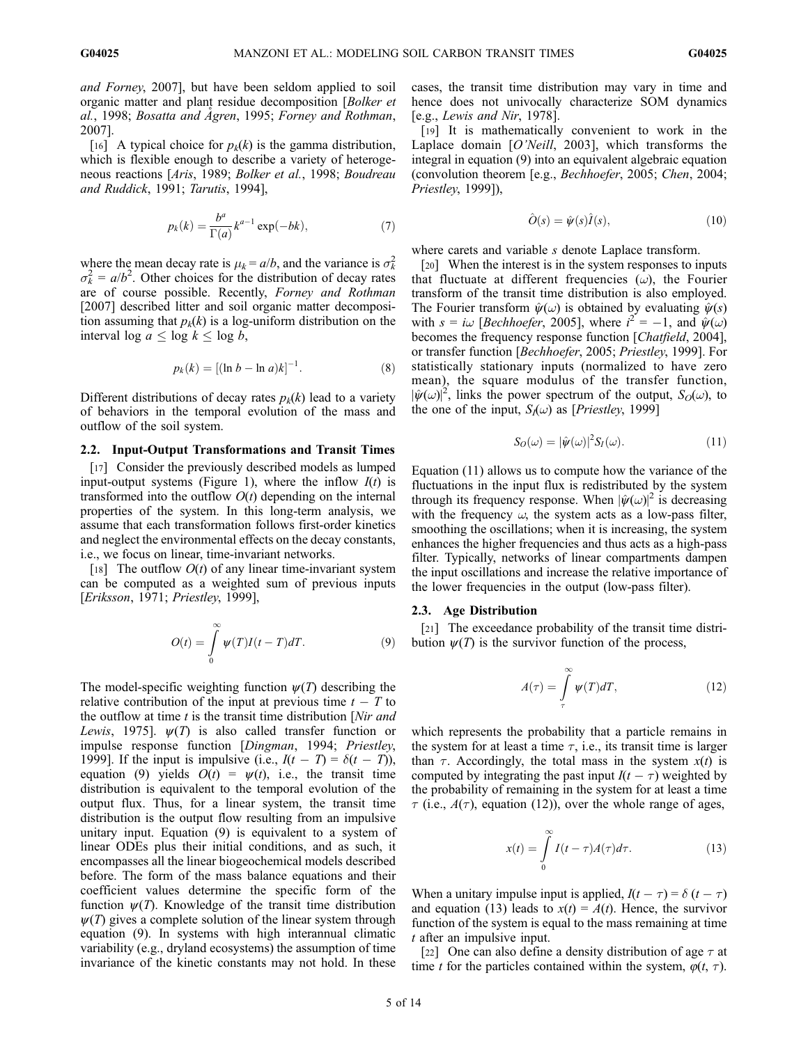and Forney, 2007], but have been seldom applied to soil organic matter and plant residue decomposition [Bolker et al., 1998; Bosatta and Ågren, 1995; Forney and Rothman, 2007].

[16] A typical choice for $p_k(k)$ is the gamma distribution, which is flexible enough to describe a variety of heterogeneous reactions [Aris, 1989; Bolker et al., 1998; Boudreau and Ruddick, 1991; Tarutis, 1994],

$$p_k(k) = \frac{b^a}{\Gamma(a)} k^{a-1} \exp(-bk), \tag{7}$$

where the mean decay rate is $\mu_k = a/b$, and the variance is $\sigma_k^2$ $\sigma_k^2 = a/b^2$. Other choices for the distribution of decay rates are of course possible. Recently, Forney and Rothman [2007] described litter and soil organic matter decomposition assuming that $p_k(k)$ is a log-uniform distribution on the interval $\log a \leq \log k \leq \log b$,

$$p_k(k) = [(\ln b - \ln a)k]^{-1}. \tag{8}$$

Different distributions of decay rates $p_k(k)$ lead to a variety of behaviors in the temporal evolution of the mass and outflow of the soil system.

### 2.2. Input-Output Transformations and Transit Times

[17] Consider the previously described models as lumped input-output systems (Figure 1), where the inflow $I(t)$ is transformed into the outflow $O(t)$ depending on the internal properties of the system. In this long-term analysis, we assume that each transformation follows first-order kinetics and neglect the environmental effects on the decay constants, i.e., we focus on linear, time-invariant networks.

[18] The outflow $O(t)$ of any linear time-invariant system can be computed as a weighted sum of previous inputs [Eriksson, 1971; Priestley, 1999],

$$O(t) = \int_0^\infty \psi(T) I(t - T) dT. \tag{9}$$

The model-specific weighting function $\psi(T)$ describing the relative contribution of the input at previous time $t - T$ to the outflow at time $t$ is the transit time distribution [Nir and Lewis, 1975]. $\psi(T)$ is also called transfer function or impulse response function [Dingman, 1994; Priestley, 1999]. If the input is impulsive (i.e., $I(t - T) = \delta(t - T)$), equation (9) yields $O(t) = \psi(t)$, i.e., the transit time distribution is equivalent to the temporal evolution of the output flux. Thus, for a linear system, the transit time distribution is the output flow resulting from an impulsive unitary input. Equation (9) is equivalent to a system of linear ODEs plus their initial conditions, and as such, it encompasses all the linear biogeochemical models described before. The form of the mass balance equations and their coefficient values determine the specific form of the function $\psi(T)$. Knowledge of the transit time distribution $\psi(T)$ gives a complete solution of the linear system through equation (9). In systems with high interannual climatic variability (e.g., dryland ecosystems) the assumption of time invariance of the kinetic constants may not hold. In these cases, the transit time distribution may vary in time and hence does not univocally characterize SOM dynamics [e.g., Lewis and Nir, 1978].

[19] It is mathematically convenient to work in the Laplace domain [O'Neill, 2003], which transforms the integral in equation (9) into an equivalent algebraic equation (convolution theorem [e.g., Bechhoefer, 2005; Chen, 2004; Priestley, 1999]),

$$\hat{O}(s) = \hat{\psi}(s) \hat{I}(s), \tag{10}$$

where carets and variable $s$ denote Laplace transform.

[20] When the interest is in the system responses to inputs that fluctuate at different frequencies ($\omega$), the Fourier transform of the transit time distribution is also employed. The Fourier transform $\hat{\psi}(\omega)$ is obtained by evaluating $\hat{\psi}(s)$ with $s = i\omega$ [Bechhoefer, 2005], where $i^2 = -1$, and $\hat{\psi}(\omega)$ becomes the frequency response function [Chatfield, 2004], or transfer function [Bechhoefer, 2005; Priestley, 1999]. For statistically stationary inputs (normalized to have zero mean), the square modulus of the transfer function, $|\hat{\psi}(\omega)|^2$, links the power spectrum of the output, $S_O(\omega)$, to the one of the input, $S_I(\omega)$ as [Priestley, 1999]

$$S_O(\omega) = |\hat{\psi}(\omega)|^2 S_I(\omega). \tag{11}$$

Equation (11) allows us to compute how the variance of the fluctuations in the input flux is redistributed by the system through its frequency response. When $|\hat{\psi}(\omega)|^2$ is decreasing with the frequency $\omega$, the system acts as a low-pass filter, smoothing the oscillations; when it is increasing, the system enhances the higher frequencies and thus acts as a high-pass filter. Typically, networks of linear compartments dampen the input oscillations and increase the relative importance of the lower frequencies in the output (low-pass filter).

### 2.3. Age Distribution

[21] The exceedance probability of the transit time distribution $\psi(T)$ is the survivor function of the process,

$$A(\tau) = \int_\tau^\infty \psi(T) dT, \tag{12}$$

which represents the probability that a particle remains in the system for at least a time $\tau$, i.e., its transit time is larger than $\tau$. Accordingly, the total mass in the system $x(t)$ is computed by integrating the past input $I(t - \tau)$ weighted by the probability of remaining in the system for at least a time $\tau$ (i.e., $A(\tau)$, equation (12)), over the whole range of ages,

$$x(t) = \int_0^\infty I(t - \tau) A(\tau) d\tau. \tag{13}$$

When a unitary impulse input is applied, $I(t - \tau) = \delta(t - \tau)$ and equation (13) leads to $x(t) = A(t)$. Hence, the survivor function of the system is equal to the mass remaining at time $t$ after an impulsive input.

[22] One can also define a density distribution of age $\tau$ at time $t$ for the particles contained within the system, $\varphi(t, \tau)$.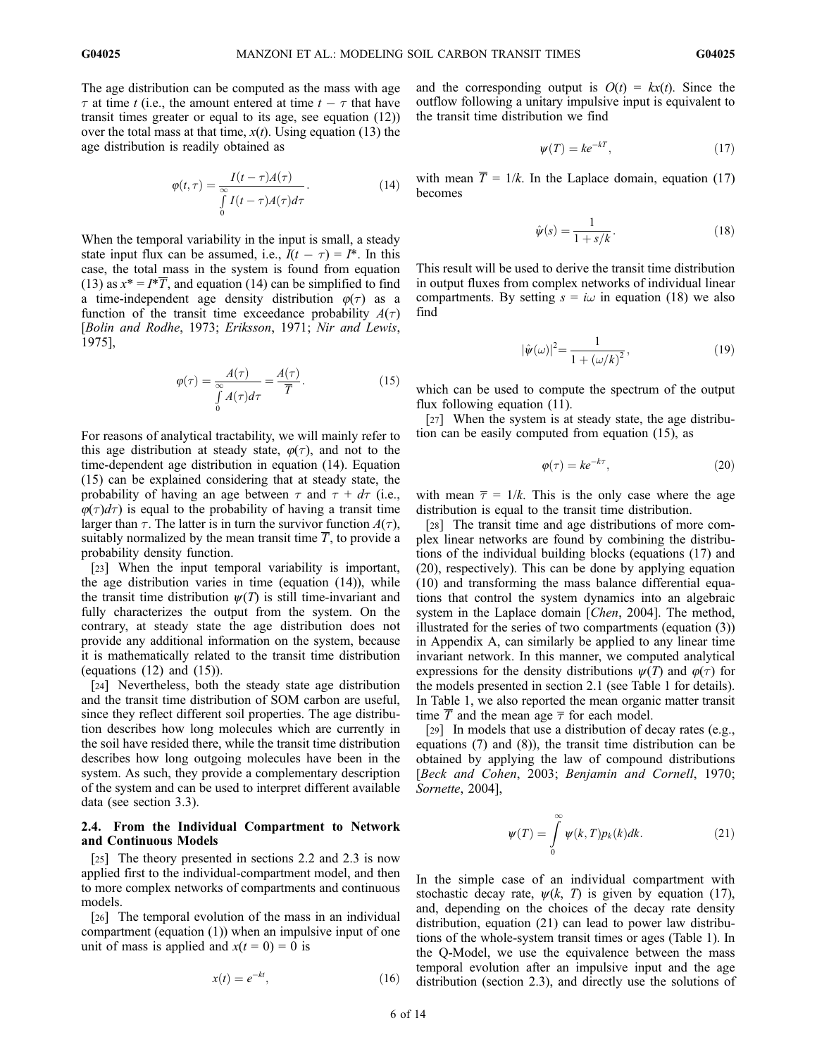The age distribution can be computed as the mass with age $\tau$ at time $t$ (i.e., the amount entered at time $t - \tau$ that have transit times greater or equal to its age, see equation (12)) over the total mass at that time, $x(t)$. Using equation (13) the age distribution is readily obtained as

$$\varphi(t,\tau) = \frac{I(t-\tau)A(\tau)}{\int_0^\infty I(t-\tau)A(\tau)d\tau}. \tag{14}$$

When the temporal variability in the input is small, a steady state input flux can be assumed, i.e., $I(t - \tau) = I^*$. In this case, the total mass in the system is found from equation (13) as $x^* = I^*\overline{T}$, and equation (14) can be simplified to find a time-independent age density distribution $\varphi(\tau)$ as a function of the transit time exceedance probability $A(\tau)$ [*Bolin and Rodhe*, 1973; *Eriksson*, 1971; *Nir and Lewis*, 1975],

$$\varphi(\tau) = \frac{A(\tau)}{\int_0^\infty A(\tau)d\tau} = \frac{A(\tau)}{\overline{T}}. \tag{15}$$

For reasons of analytical tractability, we will mainly refer to this age distribution at steady state, $\varphi(\tau)$, and not to the time-dependent age distribution in equation (14). Equation (15) can be explained considering that at steady state, the probability of having an age between $\tau$ and $\tau + d\tau$ (i.e., $\varphi(\tau)d\tau$) is equal to the probability of having a transit time larger than $\tau$. The latter is in turn the survivor function $A(\tau)$, suitably normalized by the mean transit time $\overline{T}$, to provide a probability density function.

[23] When the input temporal variability is important, the age distribution varies in time (equation (14)), while the transit time distribution $\psi(T)$ is still time-invariant and fully characterizes the output from the system. On the contrary, at steady state the age distribution does not provide any additional information on the system, because it is mathematically related to the transit time distribution (equations (12) and (15)).

[24] Nevertheless, both the steady state age distribution and the transit time distribution of SOM carbon are useful, since they reflect different soil properties. The age distribution describes how long molecules which are currently in the soil have resided there, while the transit time distribution describes how long outgoing molecules have been in the system. As such, they provide a complementary description of the system and can be used to interpret different available data (see section 3.3).

### 2.4. From the Individual Compartment to Network and Continuous Models

[25] The theory presented in sections 2.2 and 2.3 is now applied first to the individual-compartment model, and then to more complex networks of compartments and continuous models.

[26] The temporal evolution of the mass in an individual compartment (equation (1)) when an impulsive input of one unit of mass is applied and $x(t = 0) = 0$ is

$$x(t) = e^{-kt}, \tag{16}$$

and the corresponding output is $O(t) = kx(t)$. Since the outflow following a unitary impulsive input is equivalent to the transit time distribution we find

$$\psi(T) = ke^{-kT}, \tag{17}$$

with mean $\overline{T} = 1/k$. In the Laplace domain, equation (17) becomes

$$\hat{\psi}(s) = \frac{1}{1 + s/k}. \tag{18}$$

This result will be used to derive the transit time distribution in output fluxes from complex networks of individual linear compartments. By setting $s = i\omega$ in equation (18) we also find

$$|\hat{\psi}(\omega)|^2 = \frac{1}{1 + (\omega/k)^2}, \tag{19}$$

which can be used to compute the spectrum of the output flux following equation (11).

[27] When the system is at steady state, the age distribution can be easily computed from equation (15), as

$$\varphi(\tau) = ke^{-k\tau}, \tag{20}$$

with mean $\overline{\tau} = 1/k$. This is the only case where the age distribution is equal to the transit time distribution.

[28] The transit time and age distributions of more complex linear networks are found by combining the distributions of the individual building blocks (equations (17) and (20), respectively). This can be done by applying equation (10) and transforming the mass balance differential equations that control the system dynamics into an algebraic system in the Laplace domain [*Chen*, 2004]. The method, illustrated for the series of two compartments (equation (3)) in Appendix A, can similarly be applied to any linear time invariant network. In this manner, we computed analytical expressions for the density distributions $\psi(T)$ and $\varphi(\tau)$ for the models presented in section 2.1 (see Table 1 for details). In Table 1, we also reported the mean organic matter transit time $\overline{T}$ and the mean age $\overline{\tau}$ for each model.

[29] In models that use a distribution of decay rates (e.g., equations (7) and (8)), the transit time distribution can be obtained by applying the law of compound distributions [*Beck and Cohen*, 2003; *Benjamin and Cornell*, 1970; *Sornette*, 2004],

$$\psi(T) = \int_0^\infty \psi(k,T)p_k(k)dk. \tag{21}$$

In the simple case of an individual compartment with stochastic decay rate, $\psi(k, T)$ is given by equation (17), and, depending on the choices of the decay rate density distribution, equation (21) can lead to power law distributions of the whole-system transit times or ages (Table 1). In the Q-Model, we use the equivalence between the mass temporal evolution after an impulsive input and the age distribution (section 2.3), and directly use the solutions of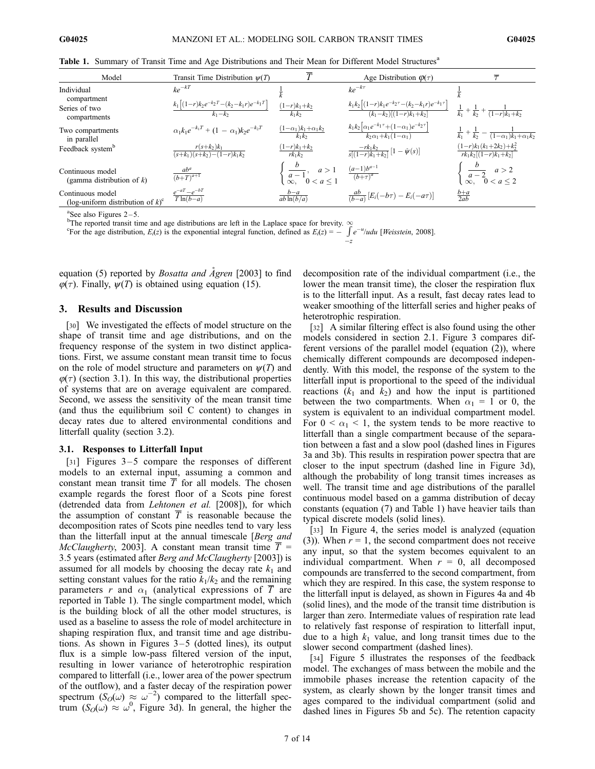**Table 1.** Summary of Transit Time and Age Distributions and Their Mean for Different Model Structures[a]

| Model | Transit Time Distribution $\psi(T)$ | $\overline{T}$ | Age Distribution $\varphi(\tau)$ | $\overline{\tau}$ |
|---|---|---|---|---|
| Individual compartment | $ke^{-kT}$ | $\frac{1}{k}$ | $ke^{-k\tau}$ | $\frac{1}{k}$ |
| Series of two compartments | $\frac{k_1\left[(1-r)k_2e^{-k_2T}-(k_2-k_1r)e^{-k_1T}\right]}{k_1-k_2}$ | $\frac{(1-r)k_1+k_2}{k_1k_2}$ | $\frac{k_1k_2\left[(1-r)k_1e^{-k_2\tau}-(k_2-k_1r)e^{-k_1\tau}\right]}{(k_1-k_2)[(1-r)k_1+k_2]}$ | $\frac{1}{k_1}+\frac{1}{k_2}+\frac{1}{(1-r)k_1+k_2}$ |
| Two compartments in parallel | $\alpha_1k_1e^{-k_1T}+(1-\alpha_1)k_2e^{-k_2T}$ | $\frac{(1-\alpha_1)k_1+\alpha_1k_2}{k_1k_2}$ | $\frac{k_1k_2\left[\alpha_1e^{-k_1\tau}+(1-\alpha_1)e^{-k_2\tau}\right]}{k_2\alpha_1+k_1(1-\alpha_1)}$ | $\frac{1}{k_1}+\frac{1}{k_2}-\frac{1}{(1-\alpha_1)k_1+\alpha_1k_2}$ |
| Feedback system[b] | $\frac{r(s+k_2)k_1}{(s+k_1)(s+k_2)-(1-r)k_1k_2}$ | $\frac{(1-r)k_1+k_2}{rk_1k_2}$ | $\frac{-rk_1k_2}{s[(1-r)k_1+k_2]}\left[1-\hat{\psi}(s)\right]$ | $\frac{(1-r)k_1(k_1+2k_2)+k_2^2}{rk_1k_2[(1-r)k_1+k_2]}$ |
| Continuous model (gamma distribution of $k$) | $\frac{ab^a}{(b+T)^{a+1}}$ | $\begin{cases}\frac{b}{a-1}, & a>1\\ \infty, & 0<a\leq 1\end{cases}$ | $\frac{(a-1)b^{a-1}}{(b+\tau)^a}$ | $\begin{cases}\frac{b}{a-2} & a>2\\ \infty, & 0<a\leq 2\end{cases}$ |
| Continuous model (log-uniform distribution of $k$)[c] | $\frac{e^{-aT}-e^{-bT}}{T\ln(b-a)}$ | $\frac{b-a}{ab\ln(b/a)}$ | $\frac{ab}{(b-a)}\left[E_i(-b\tau)-E_i(-a\tau)\right]$ | $\frac{b+a}{2ab}$ |

[a]See also Figures 2–5.
[b]The reported transit time and age distributions are left in the Laplace space for brevity.
[c]For the age distribution, $E_i(z)$ is the exponential integral function, defined as $E_i(z) = -\int_{-z}^{\infty} e^{-u}/u du$ [Weisstein, 2008].

equation (5) reported by *Bosatta and Ågren* [2003] to find $\varphi(\tau)$. Finally, $\psi(T)$ is obtained using equation (15).

## 3. Results and Discussion

[30] We investigated the effects of model structure on the shape of transit time and age distributions, and on the frequency response of the system in two distinct applications. First, we assume constant mean transit time to focus on the role of model structure and parameters on $\psi(T)$ and $\varphi(\tau)$ (section 3.1). In this way, the distributional properties of systems that are on average equivalent are compared. Second, we assess the sensitivity of the mean transit time (and thus the equilibrium soil C content) to changes in decay rates due to altered environmental conditions and litterfall quality (section 3.2).

### 3.1. Responses to Litterfall Input

[31] Figures 3–5 compare the responses of different models to an external input, assuming a common and constant mean transit time $\overline{T}$ for all models. The chosen example regards the forest floor of a Scots pine forest (detrended data from *Lehtonen et al.* [2008]), for which the assumption of constant $\overline{T}$ is reasonable because the decomposition rates of Scots pine needles tend to vary less than the litterfall input at the annual timescale [*Berg and McClaugherty*, 2003]. A constant mean transit time $\overline{T}$ = 3.5 years (estimated after *Berg and McClaugherty* [2003]) is assumed for all models by choosing the decay rate $k_1$ and setting constant values for the ratio $k_1/k_2$ and the remaining parameters $r$ and $\alpha_1$ (analytical expressions of $\overline{T}$ are reported in Table 1). The single compartment model, which is the building block of all the other model structures, is used as a baseline to assess the role of model architecture in shaping respiration flux, and transit time and age distributions. As shown in Figures 3–5 (dotted lines), its output flux is a simple low-pass filtered version of the input, resulting in lower variance of heterotrophic respiration compared to litterfall (i.e., lower area of the power spectrum of the outflow), and a faster decay of the respiration power spectrum ($S_O(\omega) \approx \omega^{-2}$) compared to the litterfall spectrum ($S_O(\omega) \approx \omega^0$, Figure 3d). In general, the higher the decomposition rate of the individual compartment (i.e., the lower the mean transit time), the closer the respiration flux is to the litterfall input. As a result, fast decay rates lead to weaker smoothing of the litterfall series and higher peaks of heterotrophic respiration.

[32] A similar filtering effect is also found using the other models considered in section 2.1. Figure 3 compares different versions of the parallel model (equation (2)), where chemically different compounds are decomposed independently. With this model, the response of the system to the litterfall input is proportional to the speed of the individual reactions ($k_1$ and $k_2$) and how the input is partitioned between the two compartments. When $\alpha_1$ = 1 or 0, the system is equivalent to an individual compartment model. For $0 < \alpha_1 < 1$, the system tends to be more reactive to litterfall than a single compartment because of the separation between a fast and a slow pool (dashed lines in Figures 3a and 3b). This results in respiration power spectra that are closer to the input spectrum (dashed line in Figure 3d), although the probability of long transit times increases as well. The transit time and age distributions of the parallel continuous model based on a gamma distribution of decay constants (equation (7) and Table 1) have heavier tails than typical discrete models (solid lines).

[33] In Figure 4, the series model is analyzed (equation (3)). When $r$ = 1, the second compartment does not receive any input, so that the system becomes equivalent to an individual compartment. When $r$ = 0, all decomposed compounds are transferred to the second compartment, from which they are respired. In this case, the system response to the litterfall input is delayed, as shown in Figures 4a and 4b (solid lines), and the mode of the transit time distribution is larger than zero. Intermediate values of respiration rate lead to relatively fast response of respiration to litterfall input, due to a high $k_1$ value, and long transit times due to the slower second compartment (dashed lines).

[34] Figure 5 illustrates the responses of the feedback model. The exchanges of mass between the mobile and the immobile phases increase the retention capacity of the system, as clearly shown by the longer transit times and ages compared to the individual compartment (solid and dashed lines in Figures 5b and 5c). The retention capacity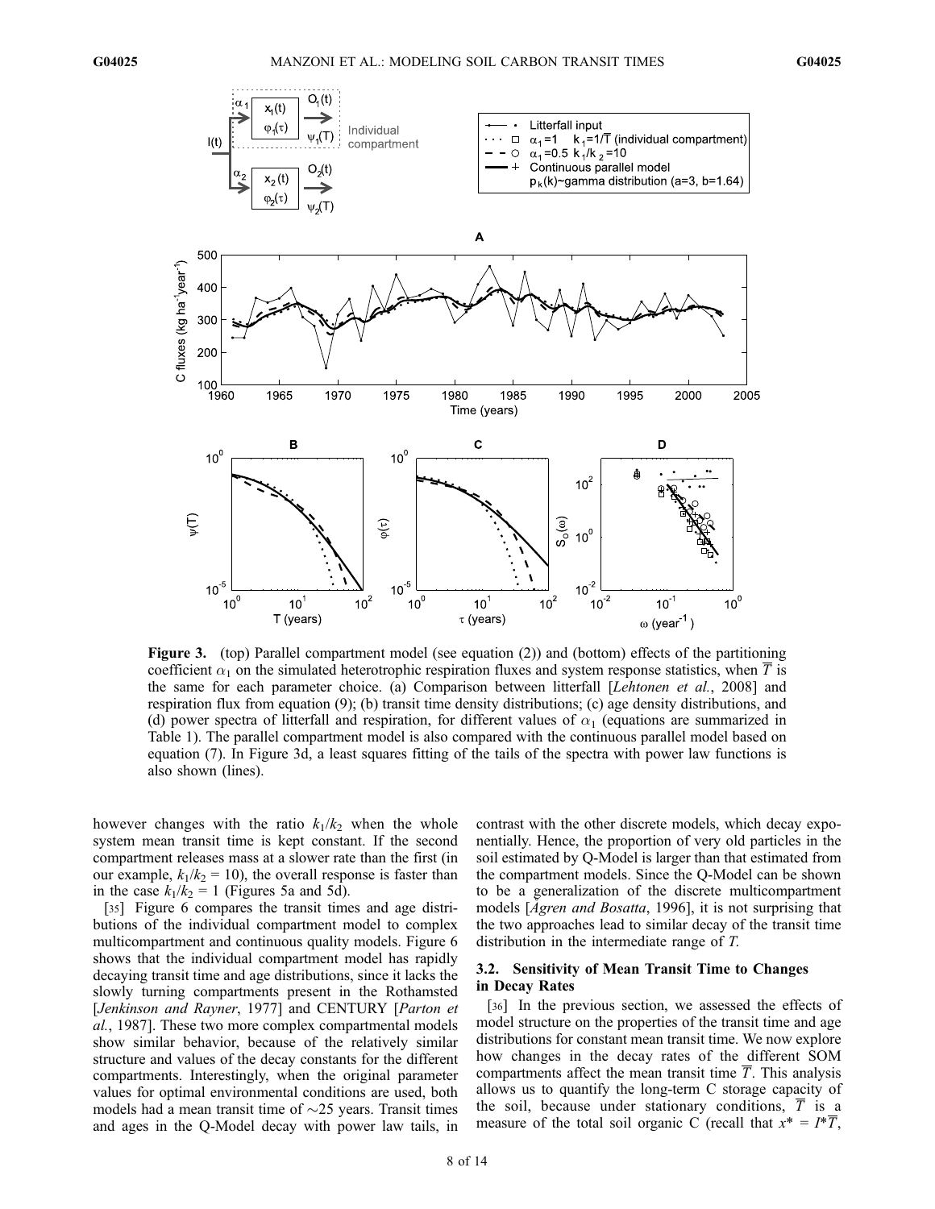**Figure 3.** (top) Parallel compartment model (see equation (2)) and (bottom) effects of the partitioning coefficient $\alpha_1$ on the simulated heterotrophic respiration fluxes and system response statistics, when $\overline{T}$ is the same for each parameter choice. (a) Comparison between litterfall [*Lehtonen et al.*, 2008] and respiration flux from equation (9); (b) transit time density distributions; (c) age density distributions, and (d) power spectra of litterfall and respiration, for different values of $\alpha_1$ (equations are summarized in Table 1). The parallel compartment model is also compared with the continuous parallel model based on equation (7). In Figure 3d, a least squares fitting of the tails of the spectra with power law functions is also shown (lines).

however changes with the ratio $k_1/k_2$ when the whole system mean transit time is kept constant. If the second compartment releases mass at a slower rate than the first (in our example, $k_1/k_2 = 10$), the overall response is faster than in the case $k_1/k_2 = 1$ (Figures 5a and 5d).

[35] Figure 6 compares the transit times and age distributions of the individual compartment model to complex multicompartment and continuous quality models. Figure 6 shows that the individual compartment model has rapidly decaying transit time and age distributions, since it lacks the slowly turning compartments present in the Rothamsted [*Jenkinson and Rayner*, 1977] and CENTURY [*Parton et al.*, 1987]. These two more complex compartmental models show similar behavior, because of the relatively similar structure and values of the decay constants for the different compartments. Interestingly, when the original parameter values for optimal environmental conditions are used, both models had a mean transit time of ~25 years. Transit times and ages in the Q-Model decay with power law tails, in contrast with the other discrete models, which decay exponentially. Hence, the proportion of very old particles in the soil estimated by Q-Model is larger than that estimated from the compartment models. Since the Q-Model can be shown to be a generalization of the discrete multicompartment models [*Ågren and Bosatta*, 1996], it is not surprising that the two approaches lead to similar decay of the transit time distribution in the intermediate range of $T$.

### 3.2. Sensitivity of Mean Transit Time to Changes in Decay Rates

[36] In the previous section, we assessed the effects of model structure on the properties of the transit time and age distributions for constant mean transit time. We now explore how changes in the decay rates of the different SOM compartments affect the mean transit time $\overline{T}$. This analysis allows us to quantify the long-term C storage capacity of the soil, because under stationary conditions, $\overline{T}$ is a measure of the total soil organic C (recall that $x^* = I^*\overline{T}$,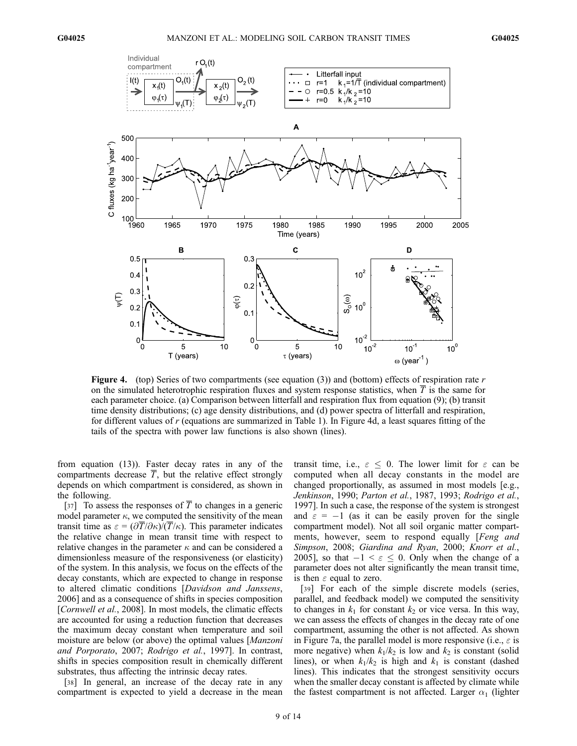**Figure 4.** (top) Series of two compartments (see equation (3)) and (bottom) effects of respiration rate $r$ on the simulated heterotrophic respiration fluxes and system response statistics, when $\overline{T}$ is the same for each parameter choice. (a) Comparison between litterfall and respiration flux from equation (9); (b) transit time density distributions; (c) age density distributions, and (d) power spectra of litterfall and respiration, for different values of $r$ (equations are summarized in Table 1). In Figure 4d, a least squares fitting of the tails of the spectra with power law functions is also shown (lines).

from equation (13)). Faster decay rates in any of the compartments decrease $\overline{T}$, but the relative effect strongly depends on which compartment is considered, as shown in the following.

[37] To assess the responses of $\overline{T}$ to changes in a generic model parameter $\kappa$, we computed the sensitivity of the mean transit time as $\varepsilon = (\partial\overline{T}/\partial\kappa)/(\overline{T}/\kappa)$. This parameter indicates the relative change in mean transit time with respect to relative changes in the parameter $\kappa$ and can be considered a dimensionless measure of the responsiveness (or elasticity) of the system. In this analysis, we focus on the effects of the decay constants, which are expected to change in response to altered climatic conditions [*Davidson and Janssens*, 2006] and as a consequence of shifts in species composition [*Cornwell et al.*, 2008]. In most models, the climatic effects are accounted for using a reduction function that decreases the maximum decay constant when temperature and soil moisture are below (or above) the optimal values [*Manzoni and Porporato*, 2007; *Rodrigo et al.*, 1997]. In contrast, shifts in species composition result in chemically different substrates, thus affecting the intrinsic decay rates.

[38] In general, an increase of the decay rate in any compartment is expected to yield a decrease in the mean transit time, i.e., $\varepsilon \leq 0$. The lower limit for $\varepsilon$ can be computed when all decay constants in the model are changed proportionally, as assumed in most models [e.g., *Jenkinson*, 1990; *Parton et al.*, 1987, 1993; *Rodrigo et al.*, 1997]. In such a case, the response of the system is strongest and $\varepsilon = -1$ (as it can be easily proven for the single compartment model). Not all soil organic matter compartments, however, seem to respond equally [*Feng and Simpson*, 2008; *Giardina and Ryan*, 2000; *Knorr et al.*, 2005], so that $-1 < \varepsilon \leq 0$. Only when the change of a parameter does not alter significantly the mean transit time, is then $\varepsilon$ equal to zero.

[39] For each of the simple discrete models (series, parallel, and feedback model) we computed the sensitivity to changes in $k_1$ for constant $k_2$ or vice versa. In this way, we can assess the effects of changes in the decay rate of one compartment, assuming the other is not affected. As shown in Figure 7a, the parallel model is more responsive (i.e., $\varepsilon$ is more negative) when $k_1/k_2$ is low and $k_2$ is constant (solid lines), or when $k_1/k_2$ is high and $k_1$ is constant (dashed lines). This indicates that the strongest sensitivity occurs when the smaller decay constant is affected by climate while the fastest compartment is not affected. Larger $\alpha_1$ (lighter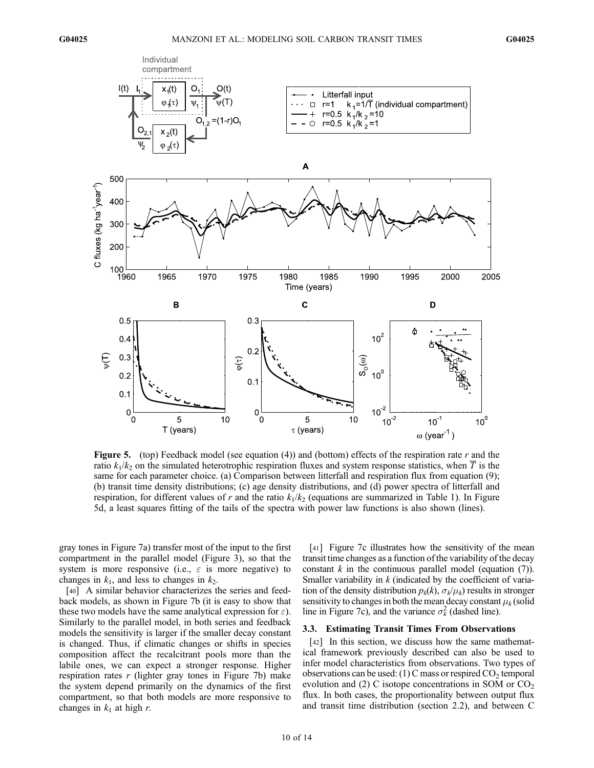**Figure 5.** (top) Feedback model (see equation (4)) and (bottom) effects of the respiration rate $r$ and the ratio $k_1/k_2$ on the simulated heterotrophic respiration fluxes and system response statistics, when $\overline{T}$ is the same for each parameter choice. (a) Comparison between litterfall and respiration flux from equation (9); (b) transit time density distributions; (c) age density distributions, and (d) power spectra of litterfall and respiration, for different values of $r$ and the ratio $k_1/k_2$ (equations are summarized in Table 1). In Figure 5d, a least squares fitting of the tails of the spectra with power law functions is also shown (lines).

gray tones in Figure 7a) transfer most of the input to the first compartment in the parallel model (Figure 3), so that the system is more responsive (i.e., $\varepsilon$ is more negative) to changes in $k_1$, and less to changes in $k_2$.

[40] A similar behavior characterizes the series and feedback models, as shown in Figure 7b (it is easy to show that these two models have the same analytical expression for $\varepsilon$). Similarly to the parallel model, in both series and feedback models the sensitivity is larger if the smaller decay constant is changed. Thus, if climatic changes or shifts in species composition affect the recalcitrant pools more than the labile ones, we can expect a stronger response. Higher respiration rates $r$ (lighter gray tones in Figure 7b) make the system depend primarily on the dynamics of the first compartment, so that both models are more responsive to changes in $k_1$ at high $r$.

[41] Figure 7c illustrates how the sensitivity of the mean transit time changes as a function of the variability of the decay constant $k$ in the continuous parallel model (equation (7)). Smaller variability in $k$ (indicated by the coefficient of variation of the density distribution $p_k(k)$, $\sigma_k/\mu_k$) results in stronger sensitivity to changes in both the mean decay constant $\mu_k$ (solid line in Figure 7c), and the variance $\sigma_k^2$ (dashed line).

### 3.3. Estimating Transit Times From Observations

[42] In this section, we discuss how the same mathematical framework previously described can also be used to infer model characteristics from observations. Two types of observations can be used: (1) C mass or respired $CO_2$ temporal evolution and (2) C isotope concentrations in SOM or $CO_2$ flux. In both cases, the proportionality between output flux and transit time distribution (section 2.2), and between C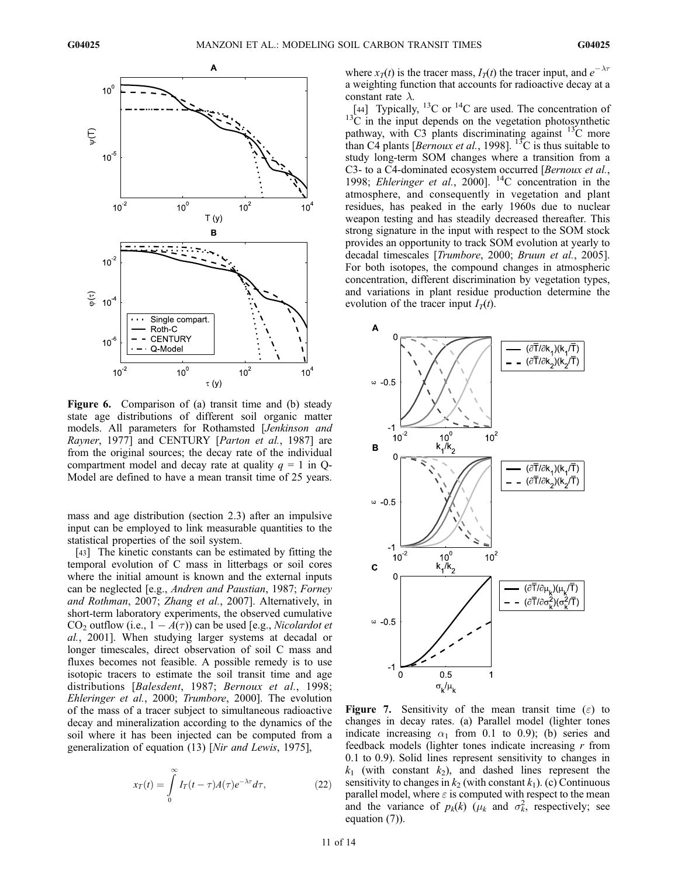**Figure 6.** Comparison of (a) transit time and (b) steady state age distributions of different soil organic matter models. All parameters for Rothamsted [*Jenkinson and Rayner*, 1977] and CENTURY [*Parton et al.*, 1987] are from the original sources; the decay rate of the individual compartment model and decay rate at quality $q = 1$ in Q-Model are defined to have a mean transit time of 25 years.

mass and age distribution (section 2.3) after an impulsive input can be employed to link measurable quantities to the statistical properties of the soil system.

[43] The kinetic constants can be estimated by fitting the temporal evolution of C mass in litterbags or soil cores where the initial amount is known and the external inputs can be neglected [e.g., *Andren and Paustian*, 1987; *Forney and Rothman*, 2007; *Zhang et al.*, 2007]. Alternatively, in short-term laboratory experiments, the observed cumulative $CO_2$ outflow (i.e., $1 - A(\tau)$) can be used [e.g., *Nicolardot et al.*, 2001]. When studying larger systems at decadal or longer timescales, direct observation of soil C mass and fluxes becomes not feasible. A possible remedy is to use isotopic tracers to estimate the soil transit time and age distributions [*Balesdent*, 1987; *Bernoux et al.*, 1998; *Ehleringer et al.*, 2000; *Trumbore*, 2000]. The evolution of the mass of a tracer subject to simultaneous radioactive decay and mineralization according to the dynamics of the soil where it has been injected can be computed from a generalization of equation (13) [*Nir and Lewis*, 1975],

$$x_T(t) = \int_0^\infty I_T(t-\tau)A(\tau)e^{-\lambda\tau}d\tau, \qquad (22)$$

where $x_T(t)$ is the tracer mass, $I_T(t)$ the tracer input, and $e^{-\lambda\tau}$ a weighting function that accounts for radioactive decay at a constant rate $\lambda$.

[44] Typically, $^{13}C$ or $^{14}C$ are used. The concentration of $^{13}C$ in the input depends on the vegetation photosynthetic pathway, with C3 plants discriminating against $^{13}C$ more than C4 plants [*Bernoux et al.*, 1998]. $^{13}C$ is thus suitable to study long-term SOM changes where a transition from a C3- to a C4-dominated ecosystem occurred [*Bernoux et al.*, 1998; *Ehleringer et al.*, 2000]. $^{14}C$ concentration in the atmosphere, and consequently in vegetation and plant residues, has peaked in the early 1960s due to nuclear weapon testing and has steadily decreased thereafter. This strong signature in the input with respect to the SOM stock provides an opportunity to track SOM evolution at yearly to decadal timescales [*Trumbore*, 2000; *Bruun et al.*, 2005]. For both isotopes, the compound changes in atmospheric concentration, different discrimination by vegetation types, and variations in plant residue production determine the evolution of the tracer input $I_T(t)$.

**Figure 7.** Sensitivity of the mean transit time ($\varepsilon$) to changes in decay rates. (a) Parallel model (lighter tones indicate increasing $\alpha_1$ from 0.1 to 0.9); (b) series and feedback models (lighter tones indicate increasing $r$ from 0.1 to 0.9). Solid lines represent sensitivity to changes in $k_1$ (with constant $k_2$), and dashed lines represent the sensitivity to changes in $k_2$ (with constant $k_1$). (c) Continuous parallel model, where $\varepsilon$ is computed with respect to the mean and the variance of $p_k(k)$ ($\mu_k$ and $\sigma_k^2$, respectively; see equation (7)).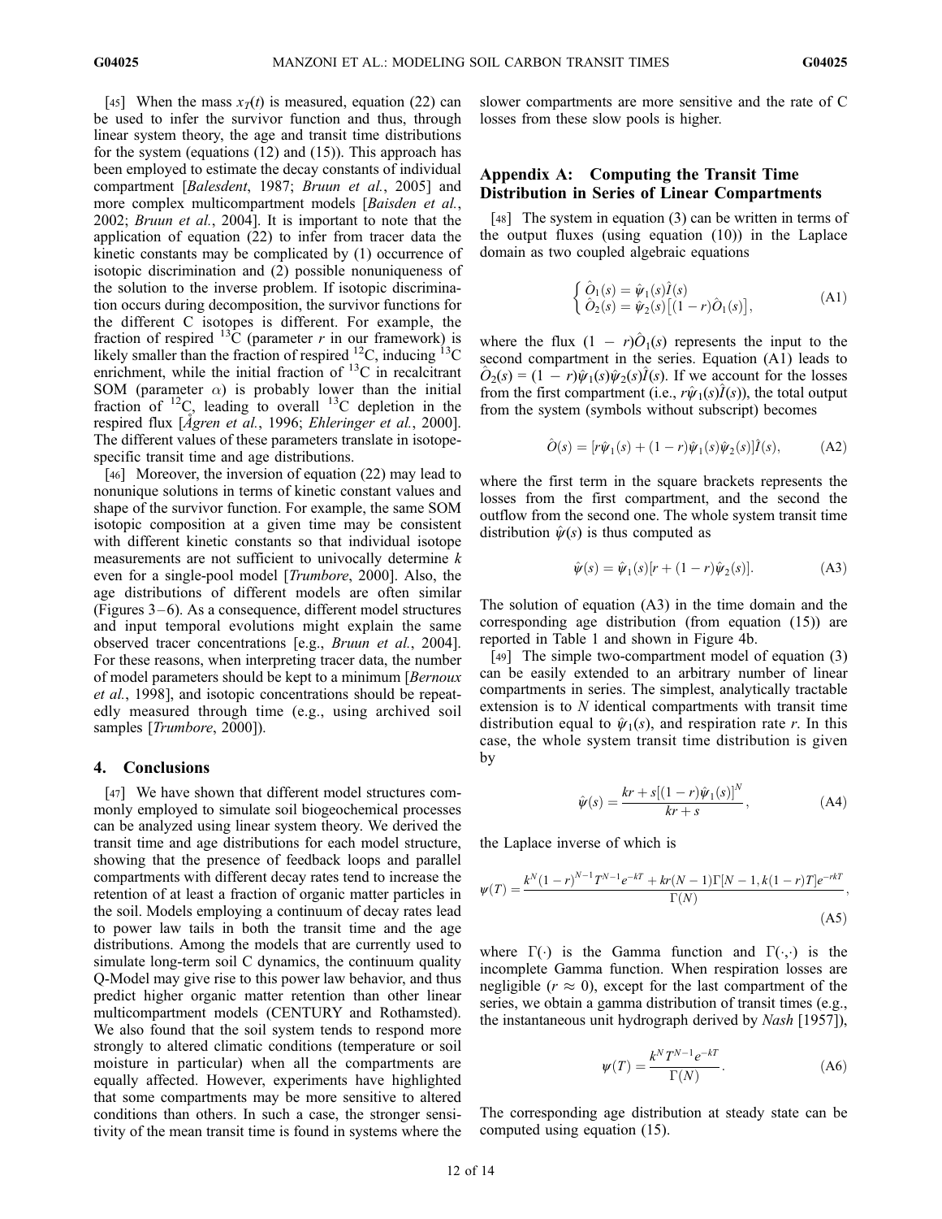[45] When the mass $x_T(t)$ is measured, equation (22) can be used to infer the survivor function and thus, through linear system theory, the age and transit time distributions for the system (equations (12) and (15)). This approach has been employed to estimate the decay constants of individual compartment [*Balesdent*, 1987; *Bruun et al.*, 2005] and more complex multicompartment models [*Baisden et al.*, 2002; *Bruun et al.*, 2004]. It is important to note that the application of equation (22) to infer from tracer data the kinetic constants may be complicated by (1) occurrence of isotopic discrimination and (2) possible nonuniqueness of the solution to the inverse problem. If isotopic discrimination occurs during decomposition, the survivor functions for the different C isotopes is different. For example, the fraction of respired $^{13}C$ (parameter $r$ in our framework) is likely smaller than the fraction of respired $^{12}C$, inducing $^{13}C$ enrichment, while the initial fraction of $^{13}C$ in recalcitrant SOM (parameter $\alpha$) is probably lower than the initial fraction of $^{12}C$, leading to overall $^{13}C$ depletion in the respired flux [*Ågren et al.*, 1996; *Ehleringer et al.*, 2000]. The different values of these parameters translate in isotope-specific transit time and age distributions.

[46] Moreover, the inversion of equation (22) may lead to nonunique solutions in terms of kinetic constant values and shape of the survivor function. For example, the same SOM isotopic composition at a given time may be consistent with different kinetic constants so that individual isotope measurements are not sufficient to univocally determine $k$ even for a single-pool model [*Trumbore*, 2000]. Also, the age distributions of different models are often similar (Figures 3–6). As a consequence, different model structures and input temporal evolutions might explain the same observed tracer concentrations [e.g., *Bruun et al.*, 2004]. For these reasons, when interpreting tracer data, the number of model parameters should be kept to a minimum [*Bernoux et al.*, 1998], and isotopic concentrations should be repeatedly measured through time (e.g., using archived soil samples [*Trumbore*, 2000]).

## 4. Conclusions

[47] We have shown that different model structures commonly employed to simulate soil biogeochemical processes can be analyzed using linear system theory. We derived the transit time and age distributions for each model structure, showing that the presence of feedback loops and parallel compartments with different decay rates tend to increase the retention of at least a fraction of organic matter particles in the soil. Models employing a continuum of decay rates lead to power law tails in both the transit time and the age distributions. Among the models that are currently used to simulate long-term soil C dynamics, the continuum quality Q-Model may give rise to this power law behavior, and thus predict higher organic matter retention than other linear multicompartment models (CENTURY and Rothamsted). We also found that the soil system tends to respond more strongly to altered climatic conditions (temperature or soil moisture in particular) when all the compartments are equally affected. However, experiments have highlighted that some compartments may be more sensitive to altered conditions than others. In such a case, the stronger sensitivity of the mean transit time is found in systems where the slower compartments are more sensitive and the rate of C losses from these slow pools is higher.

## Appendix A: Computing the Transit Time Distribution in Series of Linear Compartments

[48] The system in equation (3) can be written in terms of the output fluxes (using equation (10)) in the Laplace domain as two coupled algebraic equations

$$\begin{cases} \hat{O}_1(s) = \hat{\psi}_1(s)\hat{I}(s) \\ \hat{O}_2(s) = \hat{\psi}_2(s)\left[(1-r)\hat{O}_1(s)\right], \end{cases} \tag{A1}$$

where the flux $(1 - r)\hat{O}_1(s)$ represents the input to the second compartment in the series. Equation (A1) leads to $\hat{O}_2(s) = (1 - r)\hat{\psi}_1(s)\hat{\psi}_2(s)\hat{I}(s)$. If we account for the losses from the first compartment (i.e., $r\hat{\psi}_1(s)\hat{I}(s)$), the total output from the system (symbols without subscript) becomes

$$\hat{O}(s) = [r\hat{\psi}_1(s) + (1-r)\hat{\psi}_1(s)\hat{\psi}_2(s)]\hat{I}(s), \tag{A2}$$

where the first term in the square brackets represents the losses from the first compartment, and the second the outflow from the second one. The whole system transit time distribution $\hat{\psi}(s)$ is thus computed as

$$\hat{\psi}(s) = \hat{\psi}_1(s)[r + (1-r)\hat{\psi}_2(s)]. \tag{A3}$$

The solution of equation (A3) in the time domain and the corresponding age distribution (from equation (15)) are reported in Table 1 and shown in Figure 4b.

[49] The simple two-compartment model of equation (3) can be easily extended to an arbitrary number of linear compartments in series. The simplest, analytically tractable extension is to $N$ identical compartments with transit time distribution equal to $\hat{\psi}_1(s)$, and respiration rate $r$. In this case, the whole system transit time distribution is given by

$$\hat{\psi}(s) = \frac{kr + s[(1-r)\hat{\psi}_1(s)]^N}{kr + s}, \tag{A4}$$

the Laplace inverse of which is

$$\psi(T) = \frac{k^N(1-r)^{N-1}T^{N-1}e^{-kT} + kr(N-1)\Gamma[N-1, k(1-r)T]e^{-rkT}}{\Gamma(N)}, \tag{A5}$$

where $\Gamma(\cdot)$ is the Gamma function and $\Gamma(\cdot,\cdot)$ is the incomplete Gamma function. When respiration losses are negligible ($r \approx 0$), except for the last compartment of the series, we obtain a gamma distribution of transit times (e.g., the instantaneous unit hydrograph derived by *Nash* [1957]),

$$\psi(T) = \frac{k^N T^{N-1} e^{-kT}}{\Gamma(N)}. \tag{A6}$$

The corresponding age distribution at steady state can be computed using equation (15).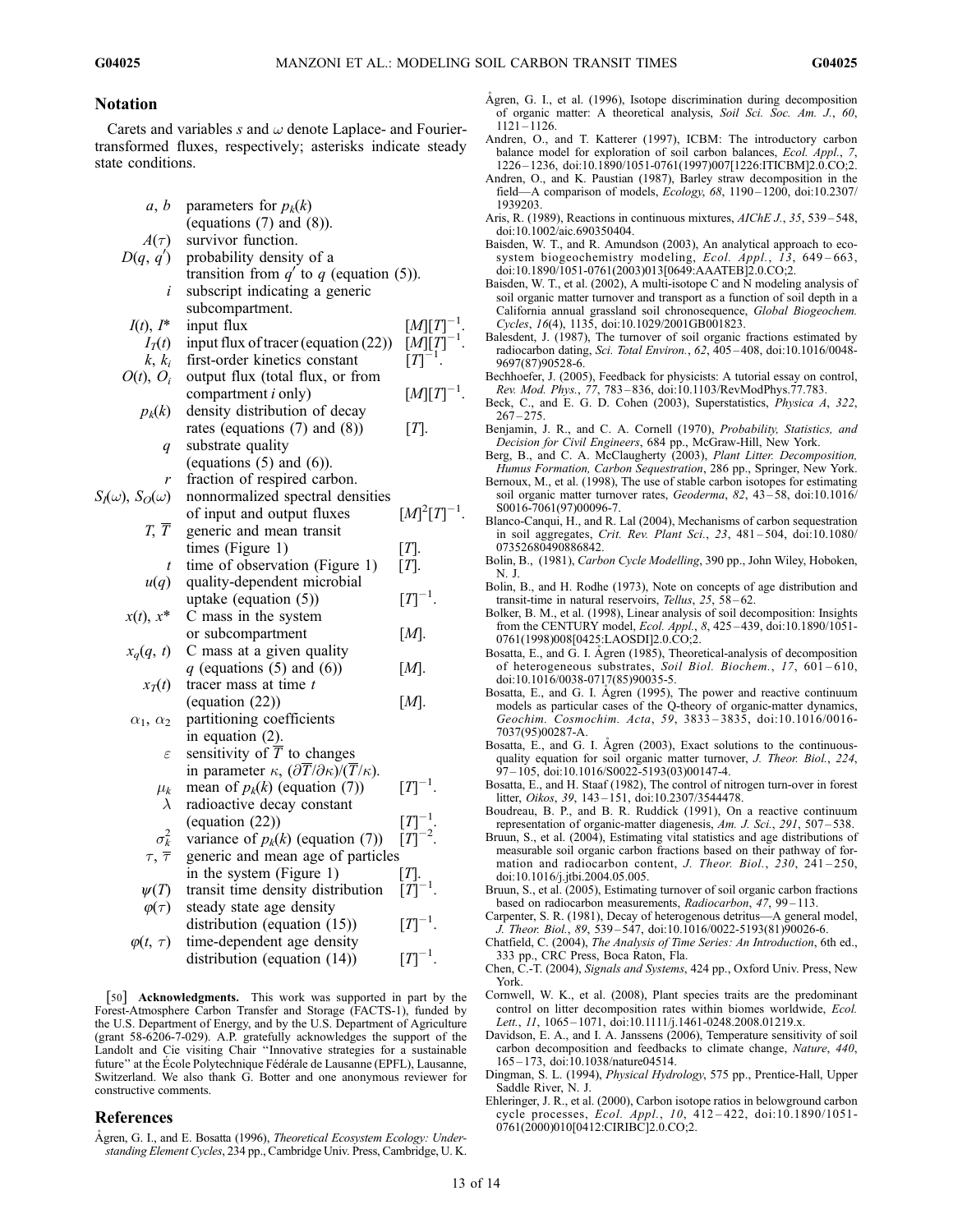## Notation

Carets and variables $s$ and $\omega$ denote Laplace- and Fourier-transformed fluxes, respectively; asterisks indicate steady state conditions.

| Symbol | Description | Units |
|---|---|---|
| $a$, $b$ | parameters for $p_k(k)$ (equations (7) and (8)). | |
| $A(\tau)$ | survivor function. | |
| $D(q, q')$ | probability density of a transition from $q'$ to $q$ (equation (5)). | |
| $i$ | subscript indicating a generic subcompartment. | |
| $I(t)$, $I^*$ | input flux | $[M][T]^{-1}$. |
| $I_T(t)$ | input flux of tracer (equation (22)) | $[M][T]^{-1}$. |
| $k$, $k_i$ | first-order kinetics constant | $[T]^{-1}$. |
| $O(t)$, $O_i$ | output flux (total flux, or from compartment $i$ only) | $[M][T]^{-1}$. |
| $p_k(k)$ | density distribution of decay rates (equations (7) and (8)) | $[T]$. |
| $q$ | substrate quality (equations (5) and (6)). | |
| $r$ | fraction of respired carbon. | |
| $S_I(\omega)$, $S_O(\omega)$ | nonnormalized spectral densities of input and output fluxes | $[M]^2[T]^{-1}$. |
| $T$, $\overline{T}$ | generic and mean transit times (Figure 1) | $[T]$. |
| $t$ | time of observation (Figure 1) | $[T]$. |
| $u(q)$ | quality-dependent microbial uptake (equation (5)) | $[T]^{-1}$. |
| $x(t)$, $x^*$ | C mass in the system or subcompartment | $[M]$. |
| $x_q(q, t)$ | C mass at a given quality $q$ (equations (5) and (6)) | $[M]$. |
| $x_T(t)$ | tracer mass at time $t$ (equation (22)) | $[M]$. |
| $\alpha_1$, $\alpha_2$ | partitioning coefficients in equation (2). | |
| $\varepsilon$ | sensitivity of $\overline{T}$ to changes in parameter $\kappa$, $(\partial\overline{T}/\partial\kappa)/(\overline{T}/\kappa)$. | |
| $\mu_k$ | mean of $p_k(k)$ (equation (7)) | $[T]^{-1}$. |
| $\lambda$ | radioactive decay constant (equation (22)) | $[T]^{-1}$. |
| $\sigma_k^2$ | variance of $p_k(k)$ (equation (7)) | $[T]^{-2}$. |
| $\tau$, $\overline{\tau}$ | generic and mean age of particles in the system (Figure 1) | $[T]$. |
| $\psi(T)$ | transit time density distribution | $[T]^{-1}$. |
| $\varphi(\tau)$ | steady state age density distribution (equation (15)) | $[T]^{-1}$. |
| $\varphi(t, \tau)$ | time-dependent age density distribution (equation (14)) | $[T]^{-1}$. |

[50] **Acknowledgments.** This work was supported in part by the Forest-Atmosphere Carbon Transfer and Storage (FACTS-1), funded by the U.S. Department of Energy, and by the U.S. Department of Agriculture (grant 58-6206-7-029). A.P. gratefully acknowledges the support of the Landolt and Cie visiting Chair "Innovative strategies for a sustainable future" at the École Polytechnique Fédérale de Lausanne (EPFL), Lausanne, Switzerland. We also thank G. Botter and one anonymous reviewer for constructive comments.

## References

Ågren, G. I., and E. Bosatta (1996), *Theoretical Ecosystem Ecology: Understanding Element Cycles*, 234 pp., Cambridge Univ. Press, Cambridge, U. K.

Ågren, G. I., et al. (1996), Isotope discrimination during decomposition of organic matter: A theoretical analysis, *Soil Sci. Soc. Am. J.*, *60*, 1121–1126.

Andren, O., and T. Katterer (1997), ICBM: The introductory carbon balance model for exploration of soil carbon balances, *Ecol. Appl.*, *7*, 1226–1236, doi:10.1890/1051-0761(1997)007[1226:ITICBM]2.0.CO;2.

Andren, O., and K. Paustian (1987), Barley straw decomposition in the field—A comparison of models, *Ecology*, *68*, 1190–1200, doi:10.2307/1939203.

Aris, R. (1989), Reactions in continuous mixtures, *AIChE J.*, *35*, 539–548, doi:10.1002/aic.690350404.

Baisden, W. T., and R. Amundson (2003), An analytical approach to ecosystem biogeochemistry modeling, *Ecol. Appl.*, *13*, 649–663, doi:10.1890/1051-0761(2003)013[0649:AAATEB]2.0.CO;2.

Baisden, W. T., et al. (2002), A multi-isotope C and N modeling analysis of soil organic matter turnover and transport as a function of soil depth in a California annual grassland soil chronosequence, *Global Biogeochem. Cycles*, *16*(4), 1135, doi:10.1029/2001GB001823.

Balesdent, J. (1987), The turnover of soil organic fractions estimated by radiocarbon dating, *Sci. Total Environ.*, *62*, 405–408, doi:10.1016/0048-9697(87)90528-6.

Bechhoefer, J. (2005), Feedback for physicists: A tutorial essay on control, *Rev. Mod. Phys.*, *77*, 783–836, doi:10.1103/RevModPhys.77.783.

Beck, C., and E. G. D. Cohen (2003), Superstatistics, *Physica A*, *322*, 267–275.

Benjamin, J. R., and C. A. Cornell (1970), *Probability, Statistics, and Decision for Civil Engineers*, 684 pp., McGraw-Hill, New York.

Berg, B., and C. A. McClaugherty (2003), *Plant Litter. Decomposition, Humus Formation, Carbon Sequestration*, 286 pp., Springer, New York.

Bernoux, M., et al. (1998), The use of stable carbon isotopes for estimating soil organic matter turnover rates, *Geoderma*, *82*, 43–58, doi:10.1016/S0016-7061(97)00096-7.

Blanco-Canqui, H., and R. Lal (2004), Mechanisms of carbon sequestration in soil aggregates, *Crit. Rev. Plant Sci.*, *23*, 481–504, doi:10.1080/07352680490886842.

Bolin, B., (1981), *Carbon Cycle Modelling*, 390 pp., John Wiley, Hoboken, N. J.

Bolin, B., and H. Rodhe (1973), Note on concepts of age distribution and transit-time in natural reservoirs, *Tellus*, *25*, 58–62.

Bolker, B. M., et al. (1998), Linear analysis of soil decomposition: Insights from the CENTURY model, *Ecol. Appl.*, *8*, 425–439, doi:10.1890/1051-0761(1998)008[0425:LAOSDI]2.0.CO;2.

Bosatta, E., and G. I. Ågren (1985), Theoretical-analysis of decomposition of heterogeneous substrates, *Soil Biol. Biochem.*, *17*, 601–610, doi:10.1016/0038-0717(85)90035-5.

Bosatta, E., and G. I. Ågren (1995), The power and reactive continuum models as particular cases of the Q-theory of organic-matter dynamics, *Geochim. Cosmochim. Acta*, *59*, 3833–3835, doi:10.1016/0016-7037(95)00287-A.

Bosatta, E., and G. I. Ågren (2003), Exact solutions to the continuous-quality equation for soil organic matter turnover, *J. Theor. Biol.*, *224*, 97–105, doi:10.1016/S0022-5193(03)00147-4.

Bosatta, E., and H. Staaf (1982), The control of nitrogen turn-over in forest litter, *Oikos*, *39*, 143–151, doi:10.2307/3544478.

Boudreau, B. P., and B. R. Ruddick (1991), On a reactive continuum representation of organic-matter diagenesis, *Am. J. Sci.*, *291*, 507–538.

Bruun, S., et al. (2004), Estimating vital statistics and age distributions of measurable soil organic carbon fractions based on their pathway of formation and radiocarbon content, *J. Theor. Biol.*, *230*, 241–250, doi:10.1016/j.jtbi.2004.05.005.

Bruun, S., et al. (2005), Estimating turnover of soil organic carbon fractions based on radiocarbon measurements, *Radiocarbon*, *47*, 99–113.

Carpenter, S. R. (1981), Decay of heterogenous detritus—A general model, *J. Theor. Biol.*, *89*, 539–547, doi:10.1016/0022-5193(81)90026-6.

Chatfield, C. (2004), *The Analysis of Time Series: An Introduction*, 6th ed., 333 pp., CRC Press, Boca Raton, Fla.

Chen, C.-T. (2004), *Signals and Systems*, 424 pp., Oxford Univ. Press, New York.

Cornwell, W. K., et al. (2008), Plant species traits are the predominant control on litter decomposition rates within biomes worldwide, *Ecol. Lett.*, *11*, 1065–1071, doi:10.1111/j.1461-0248.2008.01219.x.

Davidson, E. A., and I. A. Janssens (2006), Temperature sensitivity of soil carbon decomposition and feedbacks to climate change, *Nature*, *440*, 165–173, doi:10.1038/nature04514.

Dingman, S. L. (1994), *Physical Hydrology*, 575 pp., Prentice-Hall, Upper Saddle River, N. J.

Ehleringer, J. R., et al. (2000), Carbon isotope ratios in belowground carbon cycle processes, *Ecol. Appl.*, *10*, 412–422, doi:10.1890/1051-0761(2000)010[0412:CIRIBC]2.0.CO;2.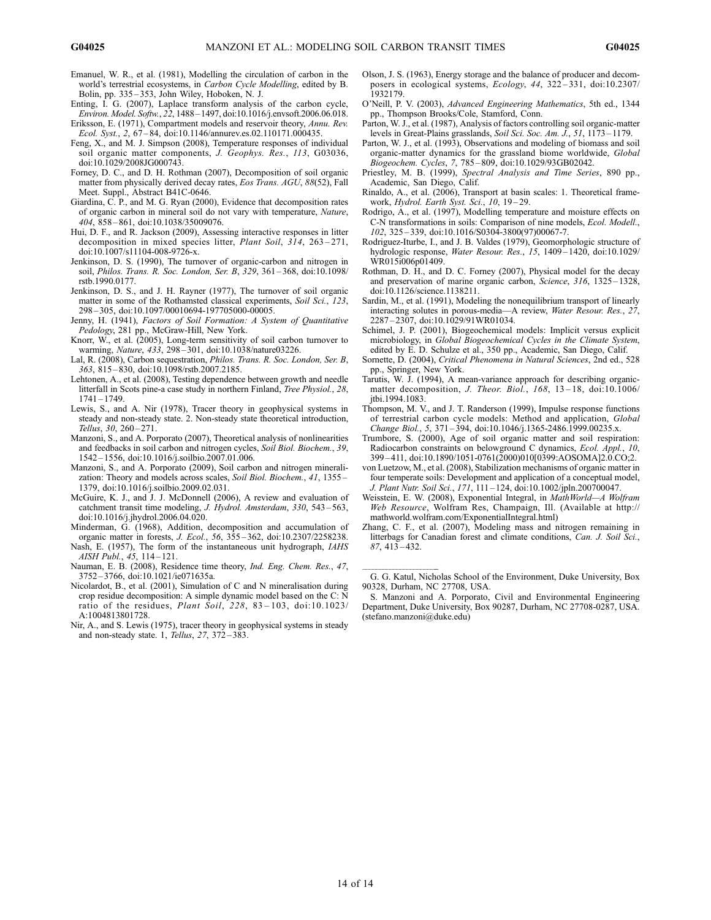Emanuel, W. R., et al. (1981), Modelling the circulation of carbon in the world's terrestrial ecosystems, in *Carbon Cycle Modelling*, edited by B. Bolin, pp. 335–353, John Wiley, Hoboken, N. J.

Enting, I. G. (2007), Laplace transform analysis of the carbon cycle, *Environ. Model. Softw.*, *22*, 1488–1497, doi:10.1016/j.envsoft.2006.06.018.

Eriksson, E. (1971), Compartment models and reservoir theory, *Annu. Rev. Ecol. Syst.*, *2*, 67–84, doi:10.1146/annurev.es.02.110171.000435.

Feng, X., and M. J. Simpson (2008), Temperature responses of individual soil organic matter components, *J. Geophys. Res.*, *113*, G03036, doi:10.1029/2008JG000743.

Forney, D. C., and D. H. Rothman (2007), Decomposition of soil organic matter from physically derived decay rates, *Eos Trans. AGU*, *88*(52), Fall Meet. Suppl., Abstract B41C-0646.

Giardina, C. P., and M. G. Ryan (2000), Evidence that decomposition rates of organic carbon in mineral soil do not vary with temperature, *Nature*, *404*, 858–861, doi:10.1038/35009076.

Hui, D. F., and R. Jackson (2009), Assessing interactive responses in litter decomposition in mixed species litter, *Plant Soil*, *314*, 263–271, doi:10.1007/s11104-008-9726-x.

Jenkinson, D. S. (1990), The turnover of organic-carbon and nitrogen in soil, *Philos. Trans. R. Soc. London, Ser. B*, *329*, 361–368, doi:10.1098/rstb.1990.0177.

Jenkinson, D. S., and J. H. Rayner (1977), The turnover of soil organic matter in some of the Rothamsted classical experiments, *Soil Sci.*, *123*, 298–305, doi:10.1097/00010694-197705000-00005.

Jenny, H. (1941), *Factors of Soil Formation: A System of Quantitative Pedology*, 281 pp., McGraw-Hill, New York.

Knorr, W., et al. (2005), Long-term sensitivity of soil carbon turnover to warming, *Nature*, *433*, 298–301, doi:10.1038/nature03226.

Lal, R. (2008), Carbon sequestration, *Philos. Trans. R. Soc. London, Ser. B*, *363*, 815–830, doi:10.1098/rstb.2007.2185.

Lehtonen, A., et al. (2008), Testing dependence between growth and needle litterfall in Scots pine-a case study in northern Finland, *Tree Physiol.*, *28*, 1741–1749.

Lewis, S., and A. Nir (1978), Tracer theory in geophysical systems in steady and non-steady state. 2. Non-steady state theoretical introduction, *Tellus*, *30*, 260–271.

Manzoni, S., and A. Porporato (2007), Theoretical analysis of nonlinearities and feedbacks in soil carbon and nitrogen cycles, *Soil Biol. Biochem.*, *39*, 1542–1556, doi:10.1016/j.soilbio.2007.01.006.

Manzoni, S., and A. Porporato (2009), Soil carbon and nitrogen mineralization: Theory and models across scales, *Soil Biol. Biochem.*, *41*, 1355–1379, doi:10.1016/j.soilbio.2009.02.031.

McGuire, K. J., and J. J. McDonnell (2006), A review and evaluation of catchment transit time modeling, *J. Hydrol. Amsterdam*, *330*, 543–563, doi:10.1016/j.jhydrol.2006.04.020.

Minderman, G. (1968), Addition, decomposition and accumulation of organic matter in forests, *J. Ecol.*, *56*, 355–362, doi:10.2307/2258238.

Nash, E. (1957), The form of the instantaneous unit hydrograph, *IAHS AISH Publ.*, *45*, 114–121.

Nauman, E. B. (2008), Residence time theory, *Ind. Eng. Chem. Res.*, *47*, 3752–3766, doi:10.1021/ie071635a.

Nicolardot, B., et al. (2001), Simulation of C and N mineralisation during crop residue decomposition: A simple dynamic model based on the C: N ratio of the residues, *Plant Soil*, *228*, 83–103, doi:10.1023/A:1004813801728.

Nir, A., and S. Lewis (1975), tracer theory in geophysical systems in steady and non-steady state. 1, *Tellus*, *27*, 372–383.

Olson, J. S. (1963), Energy storage and the balance of producer and decomposers in ecological systems, *Ecology*, *44*, 322–331, doi:10.2307/1932179.

O'Neill, P. V. (2003), *Advanced Engineering Mathematics*, 5th ed., 1344 pp., Thompson Brooks/Cole, Stamford, Conn.

Parton, W. J., et al. (1987), Analysis of factors controlling soil organic-matter levels in Great-Plains grasslands, *Soil Sci. Soc. Am. J.*, *51*, 1173–1179.

Parton, W. J., et al. (1993), Observations and modeling of biomass and soil organic-matter dynamics for the grassland biome worldwide, *Global Biogeochem. Cycles*, *7*, 785–809, doi:10.1029/93GB02042.

Priestley, M. B. (1999), *Spectral Analysis and Time Series*, 890 pp., Academic, San Diego, Calif.

Rinaldo, A., et al. (2006), Transport at basin scales: 1. Theoretical framework, *Hydrol. Earth Syst. Sci.*, *10*, 19–29.

Rodrigo, A., et al. (1997), Modelling temperature and moisture effects on C-N transformations in soils: Comparison of nine models, *Ecol. Modell.*, *102*, 325–339, doi:10.1016/S0304-3800(97)00067-7.

Rodriguez-Iturbe, I., and J. B. Valdes (1979), Geomorphologic structure of hydrologic response, *Water Resour. Res.*, *15*, 1409–1420, doi:10.1029/WR015i006p01409.

Rothman, D. H., and D. C. Forney (2007), Physical model for the decay and preservation of marine organic carbon, *Science*, *316*, 1325–1328, doi:10.1126/science.1138211.

Sardin, M., et al. (1991), Modeling the nonequilibrium transport of linearly interacting solutes in porous-media—A review, *Water Resour. Res.*, *27*, 2287–2307, doi:10.1029/91WR01034.

Schimel, J. P. (2001), Biogeochemical models: Implicit versus explicit microbiology, in *Global Biogeochemical Cycles in the Climate System*, edited by E. D. Schulze et al., 350 pp., Academic, San Diego, Calif.

Sornette, D. (2004), *Critical Phenomena in Natural Sciences*, 2nd ed., 528 pp., Springer, New York.

Tarutis, W. J. (1994), A mean-variance approach for describing organic-matter decomposition, *J. Theor. Biol.*, *168*, 13–18, doi:10.1006/jtbi.1994.1083.

Thompson, M. V., and J. T. Randerson (1999), Impulse response functions of terrestrial carbon cycle models: Method and application, *Global Change Biol.*, *5*, 371–394, doi:10.1046/j.1365-2486.1999.00235.x.

Trumbore, S. (2000), Age of soil organic matter and soil respiration: Radiocarbon constraints on belowground C dynamics, *Ecol. Appl.*, *10*, 399–411, doi:10.1890/1051-0761(2000)010[0399:AOSOMA]2.0.CO;2.

von Luetzow, M., et al. (2008), Stabilization mechanisms of organic matter in four temperate soils: Development and application of a conceptual model, *J. Plant Nutr. Soil Sci.*, *171*, 111–124, doi:10.1002/jpln.200700047.

Weisstein, E. W. (2008), Exponential Integral, in *MathWorld—A Wolfram Web Resource*, Wolfram Res, Champaign, Ill. (Available at http://mathworld.wolfram.com/ExponentialIntegral.html)

Zhang, C. F., et al. (2007), Modeling mass and nitrogen remaining in litterbags for Canadian forest and climate conditions, *Can. J. Soil Sci.*, *87*, 413–432.

---

G. G. Katul, Nicholas School of the Environment, Duke University, Box 90328, Durham, NC 27708, USA.

S. Manzoni and A. Porporato, Civil and Environmental Engineering Department, Duke University, Box 90287, Durham, NC 27708-0287, USA. (stefano.manzoni@duke.edu)